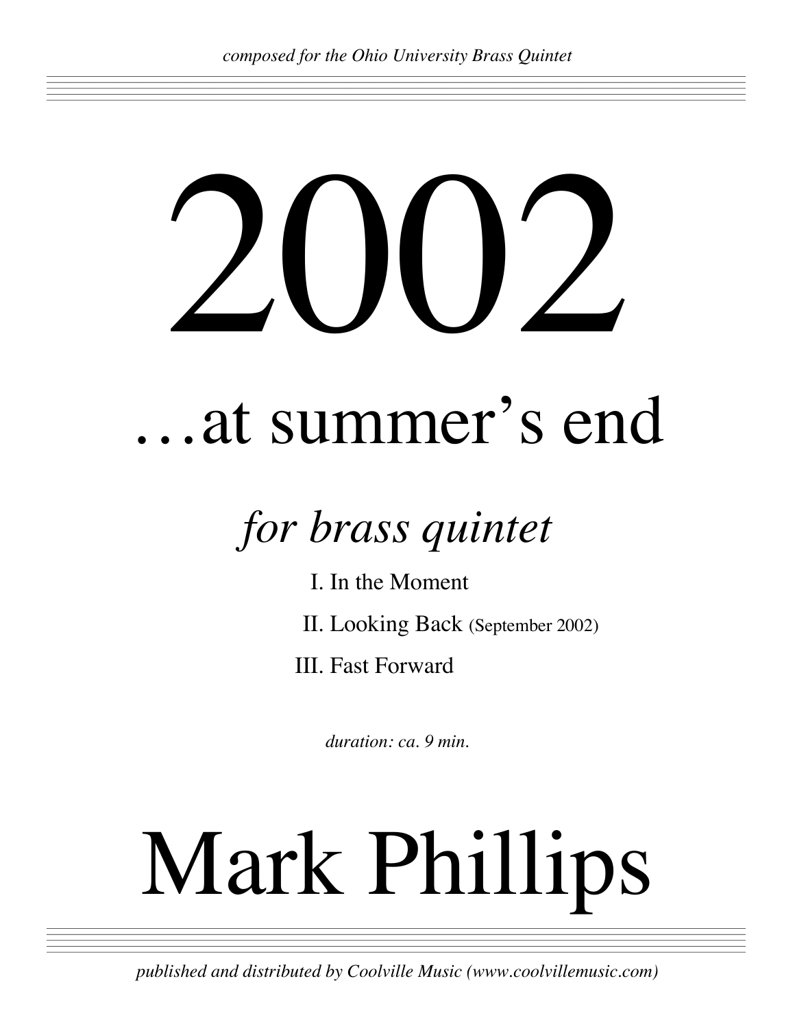*composed for the Ohio University Brass Quintet*

# 2002

## …at summer's end

### *for brass quintet*

I. In the Moment

II. Looking Back (September 2002)

III. Fast Forward

*duration: ca. 9 min.*

# Mark Phillips

*published and distributed by Coolville Music (www.coolvillemusic.com)*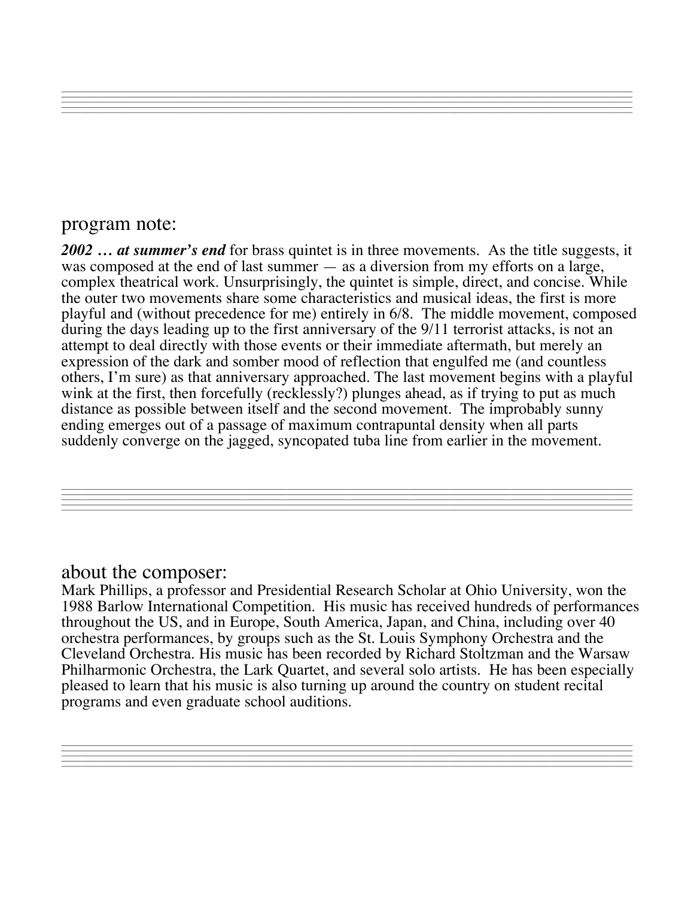## program note:

***2002 … at summer's end*** for brass quintet is in three movements. As the title suggests, it was composed at the end of last summer — as a diversion from my efforts on a large, complex theatrical work. Unsurprisingly, the quintet is simple, direct, and concise. While the outer two movements share some characteristics and musical ideas, the first is more playful and (without precedence for me) entirely in 6/8. The middle movement, composed during the days leading up to the first anniversary of the 9/11 terrorist attacks, is not an attempt to deal directly with those events or their immediate aftermath, but merely an expression of the dark and somber mood of reflection that engulfed me (and countless others, I'm sure) as that anniversary approached. The last movement begins with a playful wink at the first, then forcefully (recklessly?) plunges ahead, as if trying to put as much distance as possible between itself and the second movement. The improbably sunny ending emerges out of a passage of maximum contrapuntal density when all parts suddenly converge on the jagged, syncopated tuba line from earlier in the movement.

## about the composer:

Mark Phillips, a professor and Presidential Research Scholar at Ohio University, won the 1988 Barlow International Competition. His music has received hundreds of performances throughout the US, and in Europe, South America, Japan, and China, including over 40 orchestra performances, by groups such as the St. Louis Symphony Orchestra and the Cleveland Orchestra. His music has been recorded by Richard Stoltzman and the Warsaw Philharmonic Orchestra, the Lark Quartet, and several solo artists. He has been especially pleased to learn that his music is also turning up around the country on student recital programs and even graduate school auditions.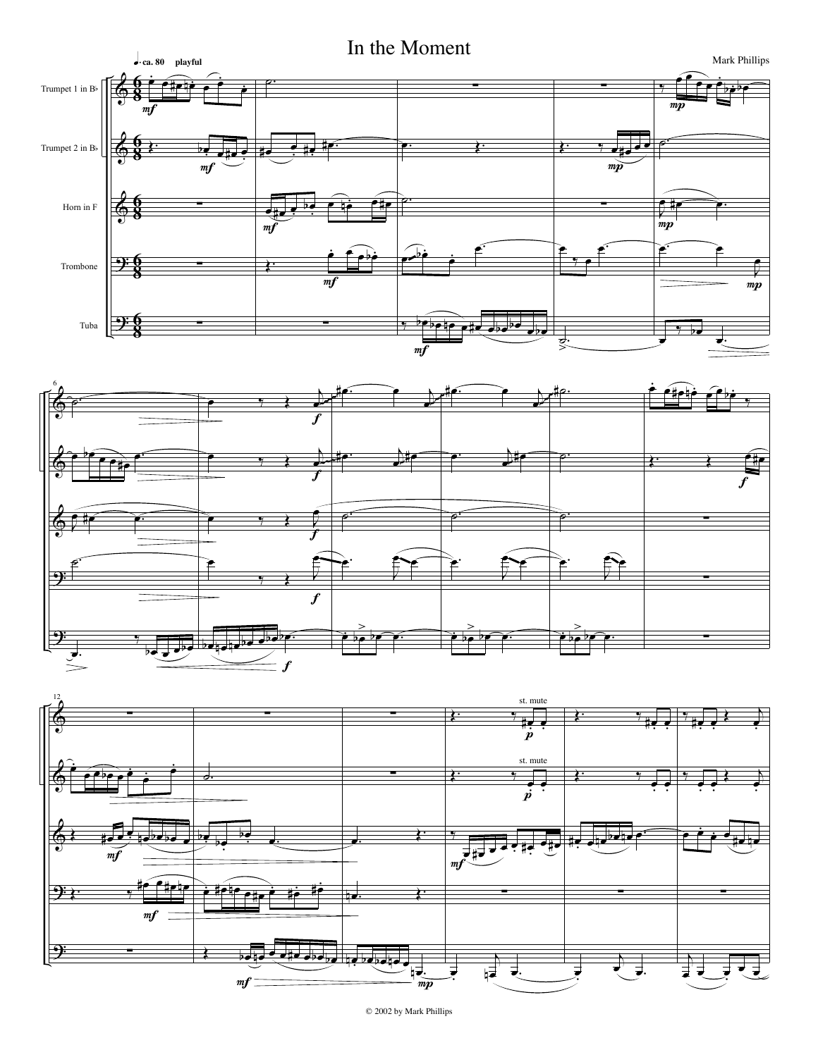# In the Moment

Mark Phillips

♩. ca. 80 playful

Trumpet 1 in B♭

Trumpet 2 in B♭

Horn in F

Trombone

Tuba

st. mute

st. mute

© 2002 by Mark Phillips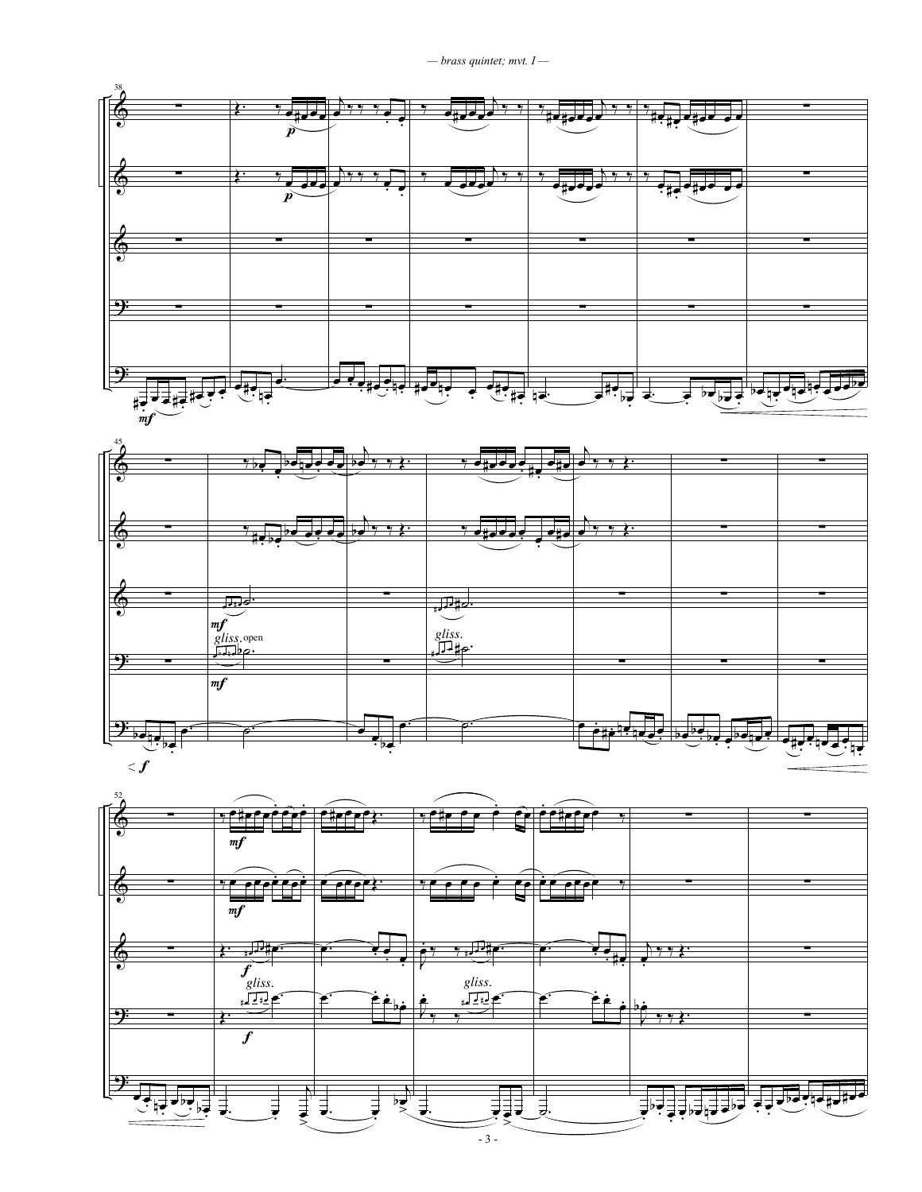38

*p*

*p*

*mf*

45

*mf*

*gliss.* open

*mf*

*gliss.*

< *f*

52

*mf*

*mf*

*f*

*gliss.*

*f*

*gliss.*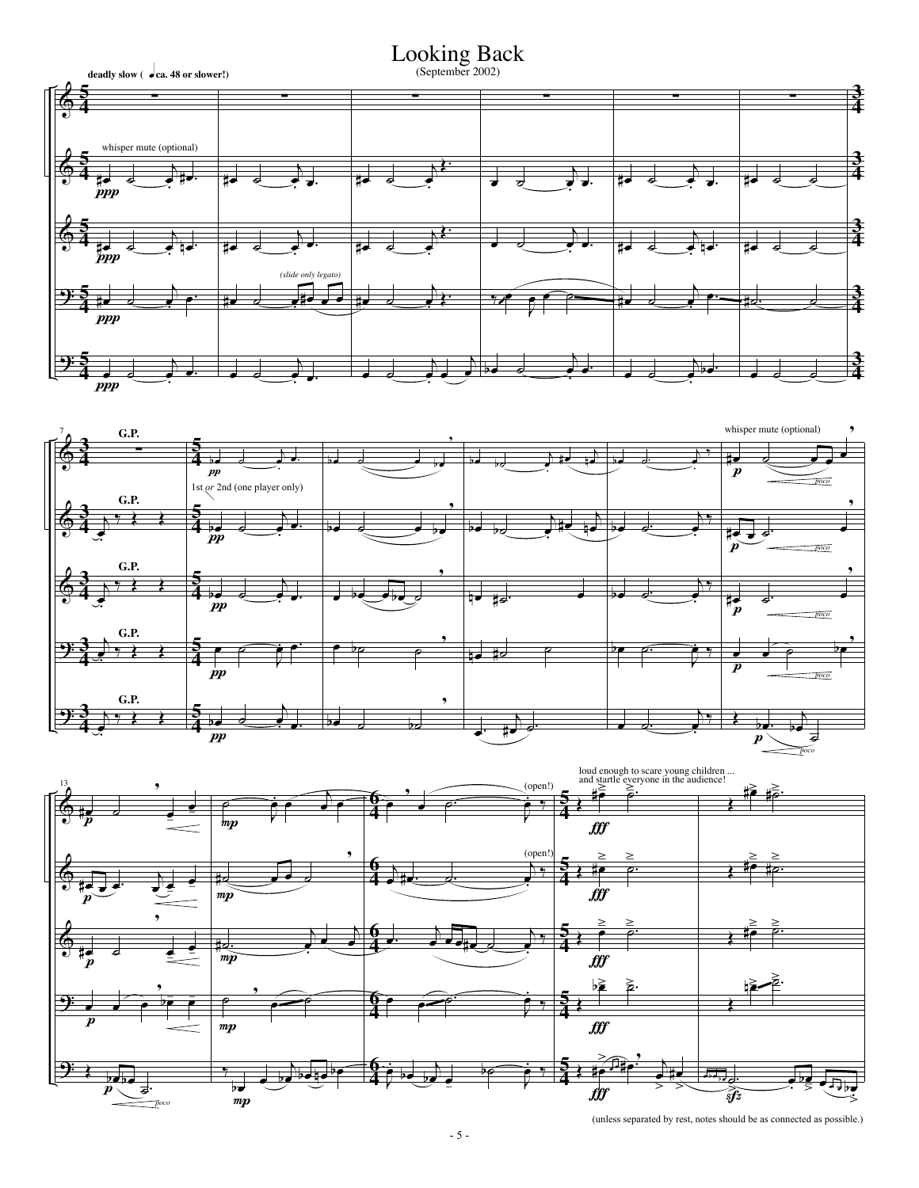# Looking Back

(September 2002)

**deadly slow** (♩ **ca. 48 or slower!**)

whisper mute (optional)

*(slide only legato)*

**G.P.**

1st *or* 2nd (one player only)

whisper mute (optional)

*poco*

(open!)

loud enough to scare young children ... and startle everyone in the audience!

(unless separated by rest, notes should be as connected as possible.)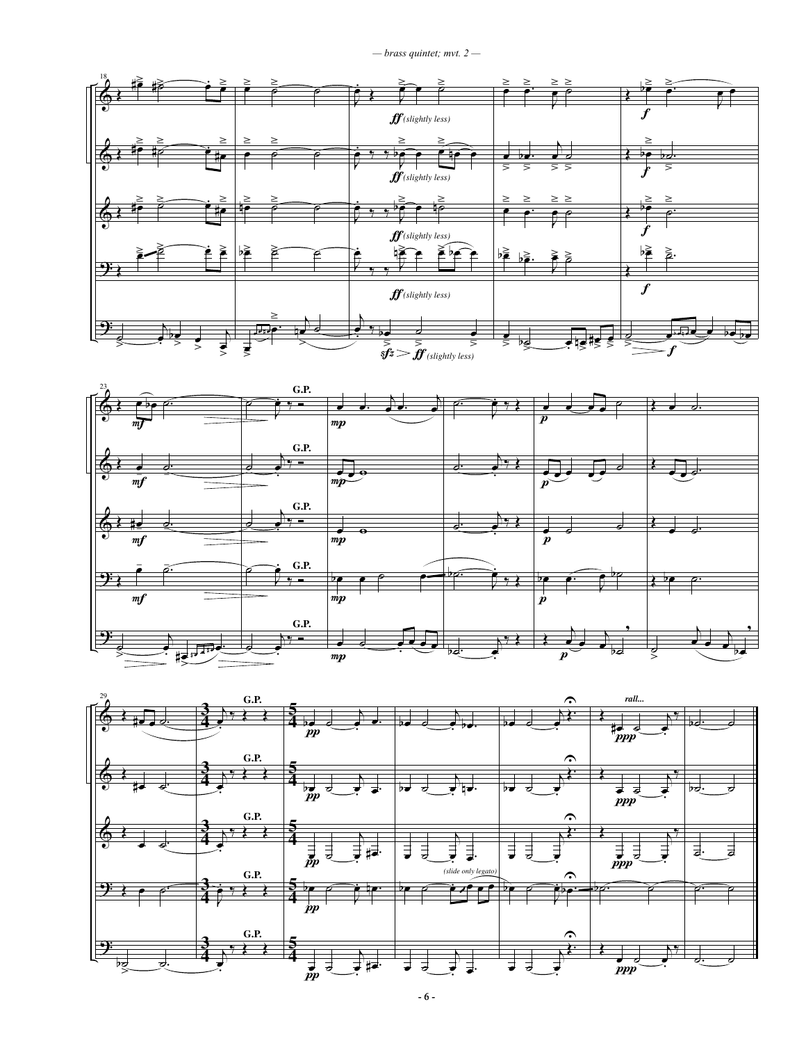ff (slightly less)

sfz > ff (slightly less)

G.P.

(slide only legato)

rall...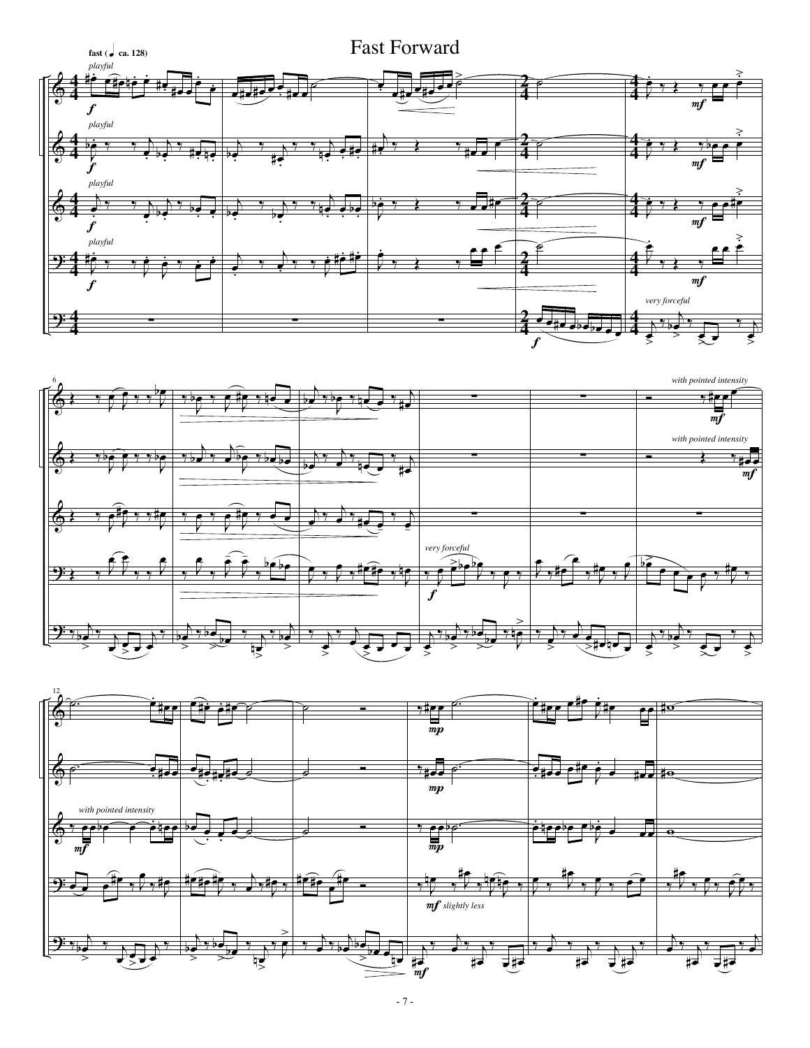# Fast Forward

fast (♩ ca. 128)

*playful*

*very forceful*

*with pointed intensity*

*slightly less*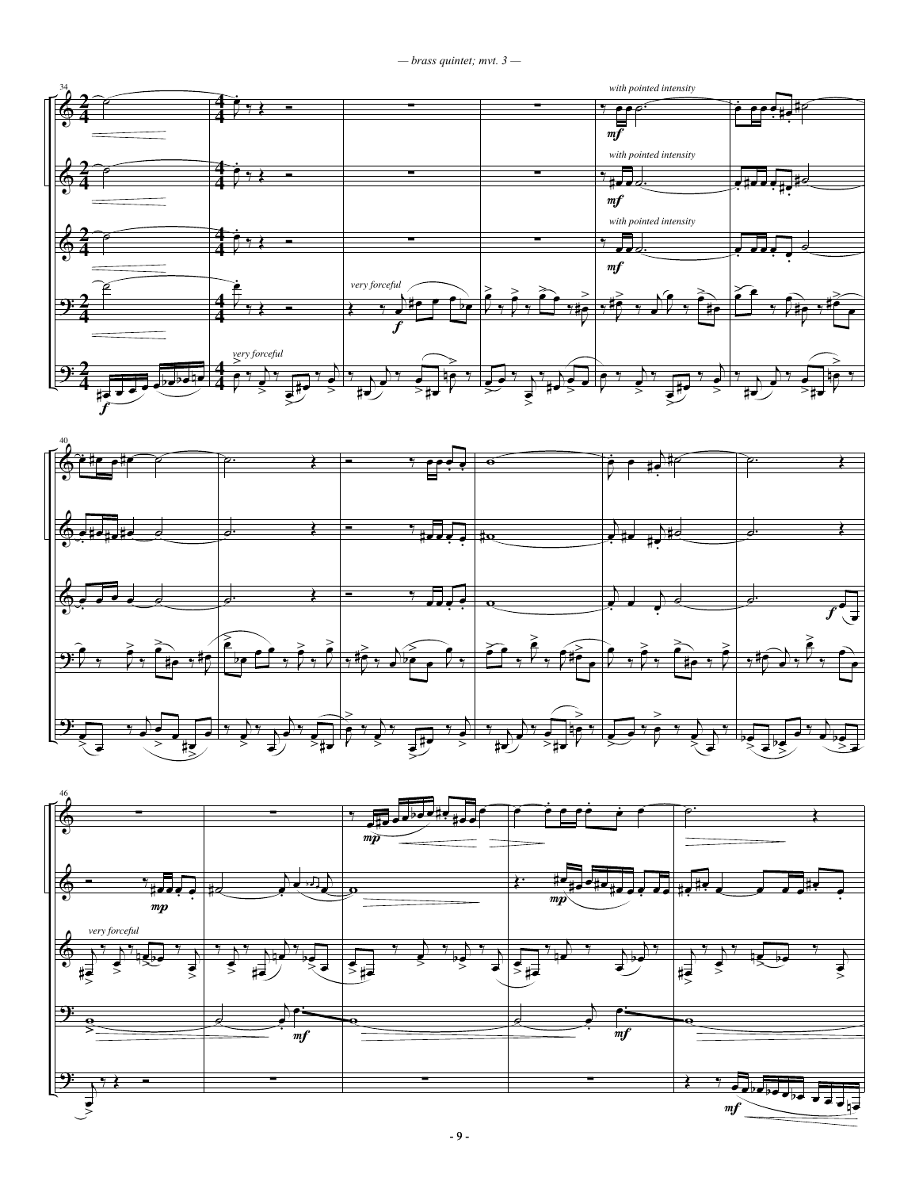*with pointed intensity*

*with pointed intensity*

*with pointed intensity*

*very forceful*

*very forceful*

*very forceful*